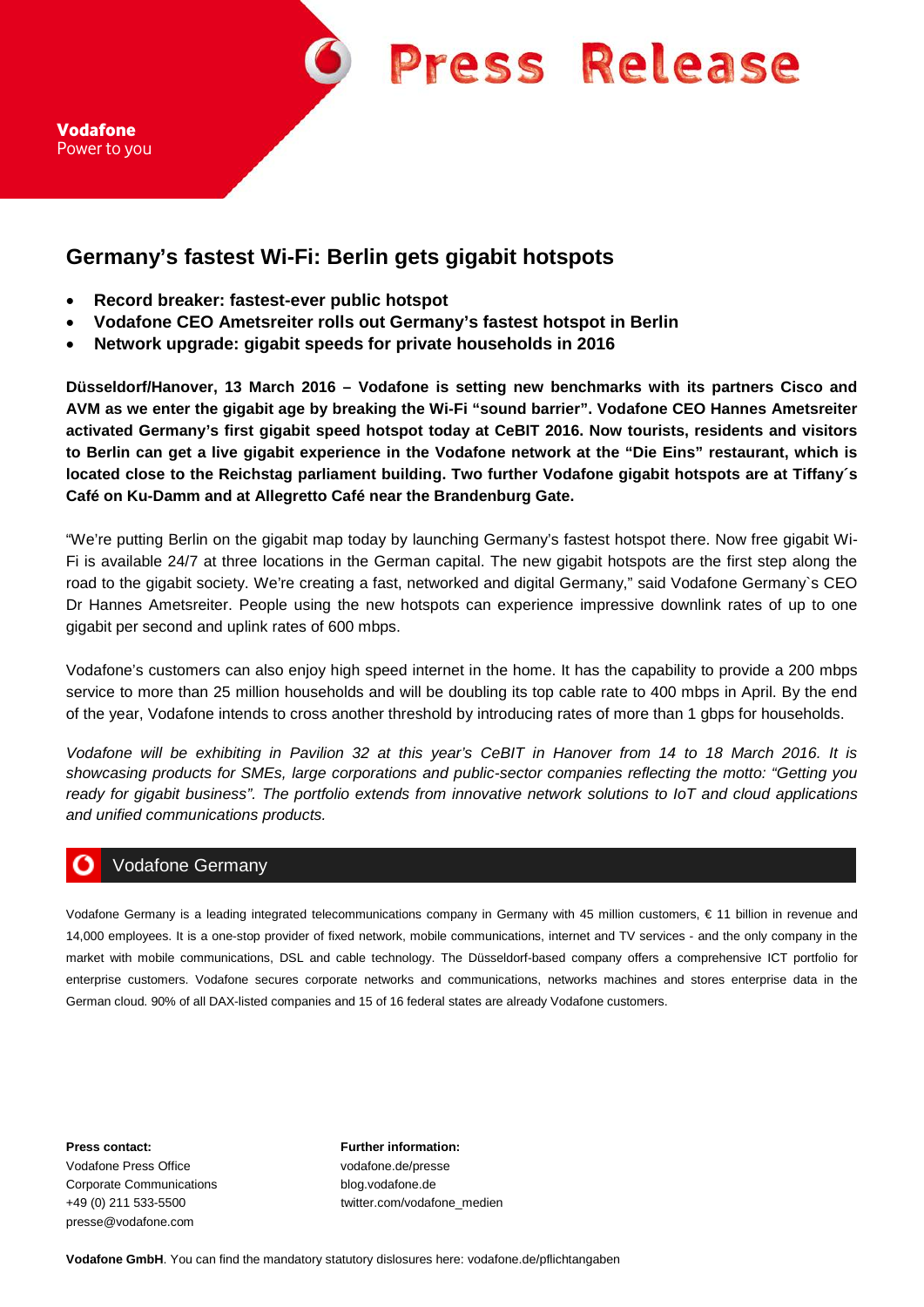Vodafone
Power to you

# Press Release

## Germany's fastest Wi-Fi: Berlin gets gigabit hotspots

- **Record breaker: fastest-ever public hotspot**
- **Vodafone CEO Ametsreiter rolls out Germany's fastest hotspot in Berlin**
- **Network upgrade: gigabit speeds for private households in 2016**

**Düsseldorf/Hanover, 13 March 2016 – Vodafone is setting new benchmarks with its partners Cisco and AVM as we enter the gigabit age by breaking the Wi-Fi "sound barrier". Vodafone CEO Hannes Ametsreiter activated Germany's first gigabit speed hotspot today at CeBIT 2016. Now tourists, residents and visitors to Berlin can get a live gigabit experience in the Vodafone network at the "Die Eins" restaurant, which is located close to the Reichstag parliament building. Two further Vodafone gigabit hotspots are at Tiffany´s Café on Ku-Damm and at Allegretto Café near the Brandenburg Gate.**

"We're putting Berlin on the gigabit map today by launching Germany's fastest hotspot there. Now free gigabit Wi-Fi is available 24/7 at three locations in the German capital. The new gigabit hotspots are the first step along the road to the gigabit society. We're creating a fast, networked and digital Germany," said Vodafone Germany`s CEO Dr Hannes Ametsreiter. People using the new hotspots can experience impressive downlink rates of up to one gigabit per second and uplink rates of 600 mbps.

Vodafone's customers can also enjoy high speed internet in the home. It has the capability to provide a 200 mbps service to more than 25 million households and will be doubling its top cable rate to 400 mbps in April. By the end of the year, Vodafone intends to cross another threshold by introducing rates of more than 1 gbps for households.

*Vodafone will be exhibiting in Pavilion 32 at this year's CeBIT in Hanover from 14 to 18 March 2016. It is showcasing products for SMEs, large corporations and public-sector companies reflecting the motto: "Getting you ready for gigabit business". The portfolio extends from innovative network solutions to IoT and cloud applications and unified communications products.*

## Vodafone Germany

Vodafone Germany is a leading integrated telecommunications company in Germany with 45 million customers, € 11 billion in revenue and 14,000 employees. It is a one-stop provider of fixed network, mobile communications, internet and TV services - and the only company in the market with mobile communications, DSL and cable technology. The Düsseldorf-based company offers a comprehensive ICT portfolio for enterprise customers. Vodafone secures corporate networks and communications, networks machines and stores enterprise data in the German cloud. 90% of all DAX-listed companies and 15 of 16 federal states are already Vodafone customers.

**Press contact:**
Vodafone Press Office
Corporate Communications
+49 (0) 211 533-5500
presse@vodafone.com

**Further information:**
vodafone.de/presse
blog.vodafone.de
twitter.com/vodafone_medien

**Vodafone GmbH**. You can find the mandatory statutory dislosures here: vodafone.de/pflichtangaben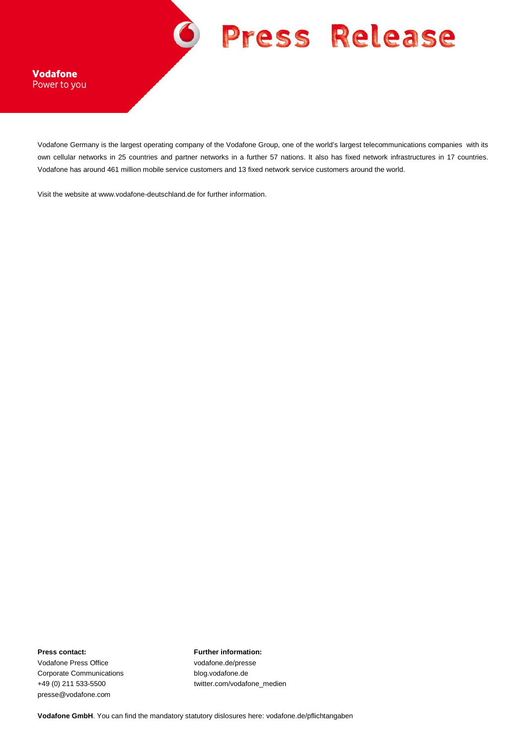Vodafone Germany is the largest operating company of the Vodafone Group, one of the world's largest telecommunications companies  with its own cellular networks in 25 countries and partner networks in a further 57 nations. It also has fixed network infrastructures in 17 countries. Vodafone has around 461 million mobile service customers and 13 fixed network service customers around the world.

Visit the website at www.vodafone-deutschland.de for further information.

**Press contact:**
Vodafone Press Office
Corporate Communications
+49 (0) 211 533-5500
presse@vodafone.com

**Further information:**
vodafone.de/presse
blog.vodafone.de
twitter.com/vodafone_medien

**Vodafone GmbH**. You can find the mandatory statutory dislosures here: vodafone.de/pflichtangaben